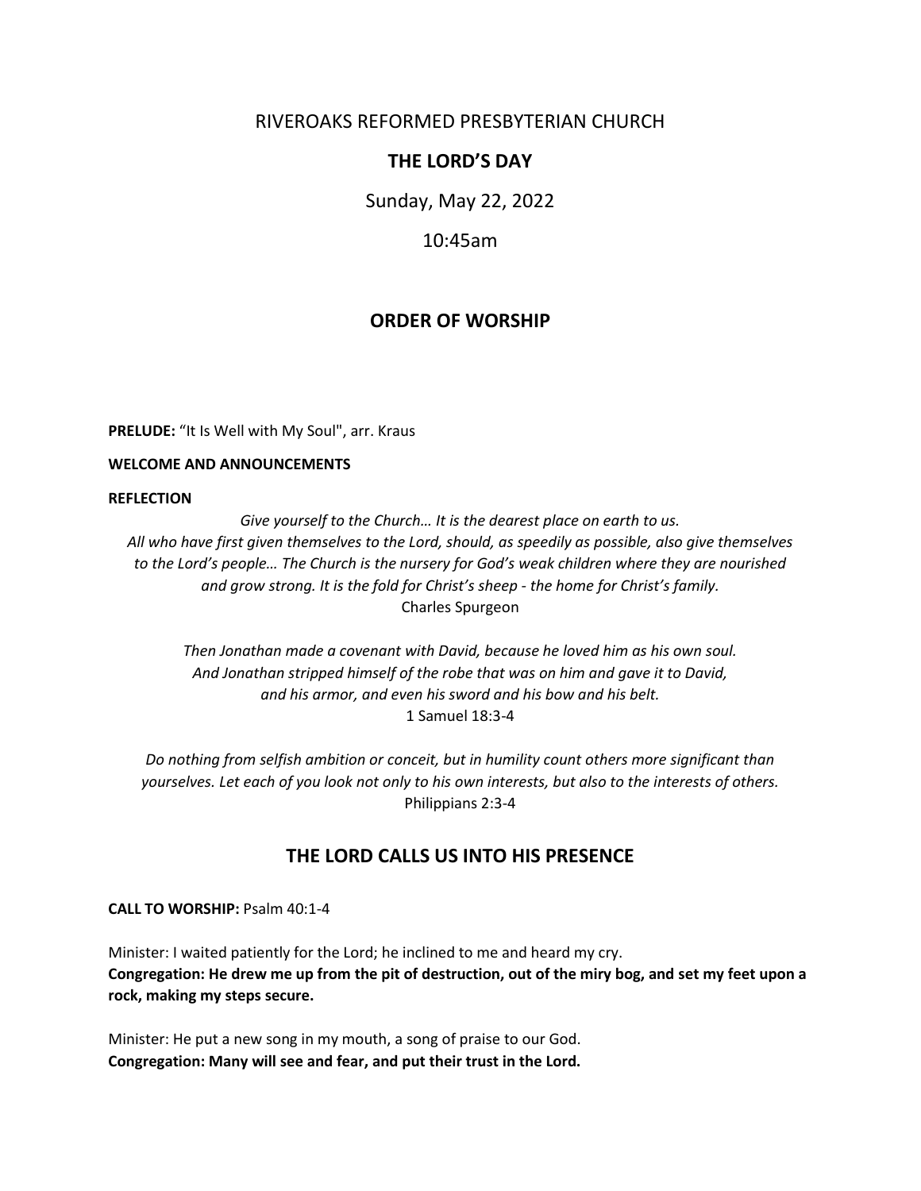# RIVEROAKS REFORMED PRESBYTERIAN CHURCH

## THE LORD'S DAY

Sunday, May 22, 2022

10:45am

## ORDER OF WORSHIP

**PRELUDE:** "It Is Well with My Soul", arr. Kraus

**WELCOME AND ANNOUNCEMENTS**

**REFLECTION**

*Give yourself to the Church… It is the dearest place on earth to us. All who have first given themselves to the Lord, should, as speedily as possible, also give themselves to the Lord's people… The Church is the nursery for God's weak children where they are nourished and grow strong. It is the fold for Christ's sheep - the home for Christ's family.*
Charles Spurgeon

*Then Jonathan made a covenant with David, because he loved him as his own soul. And Jonathan stripped himself of the robe that was on him and gave it to David, and his armor, and even his sword and his bow and his belt.*
1 Samuel 18:3-4

*Do nothing from selfish ambition or conceit, but in humility count others more significant than yourselves. Let each of you look not only to his own interests, but also to the interests of others.*
Philippians 2:3-4

## THE LORD CALLS US INTO HIS PRESENCE

**CALL TO WORSHIP:** Psalm 40:1-4

Minister: I waited patiently for the Lord; he inclined to me and heard my cry.
**Congregation: He drew me up from the pit of destruction, out of the miry bog, and set my feet upon a rock, making my steps secure.**

Minister: He put a new song in my mouth, a song of praise to our God.
**Congregation: Many will see and fear, and put their trust in the Lord.**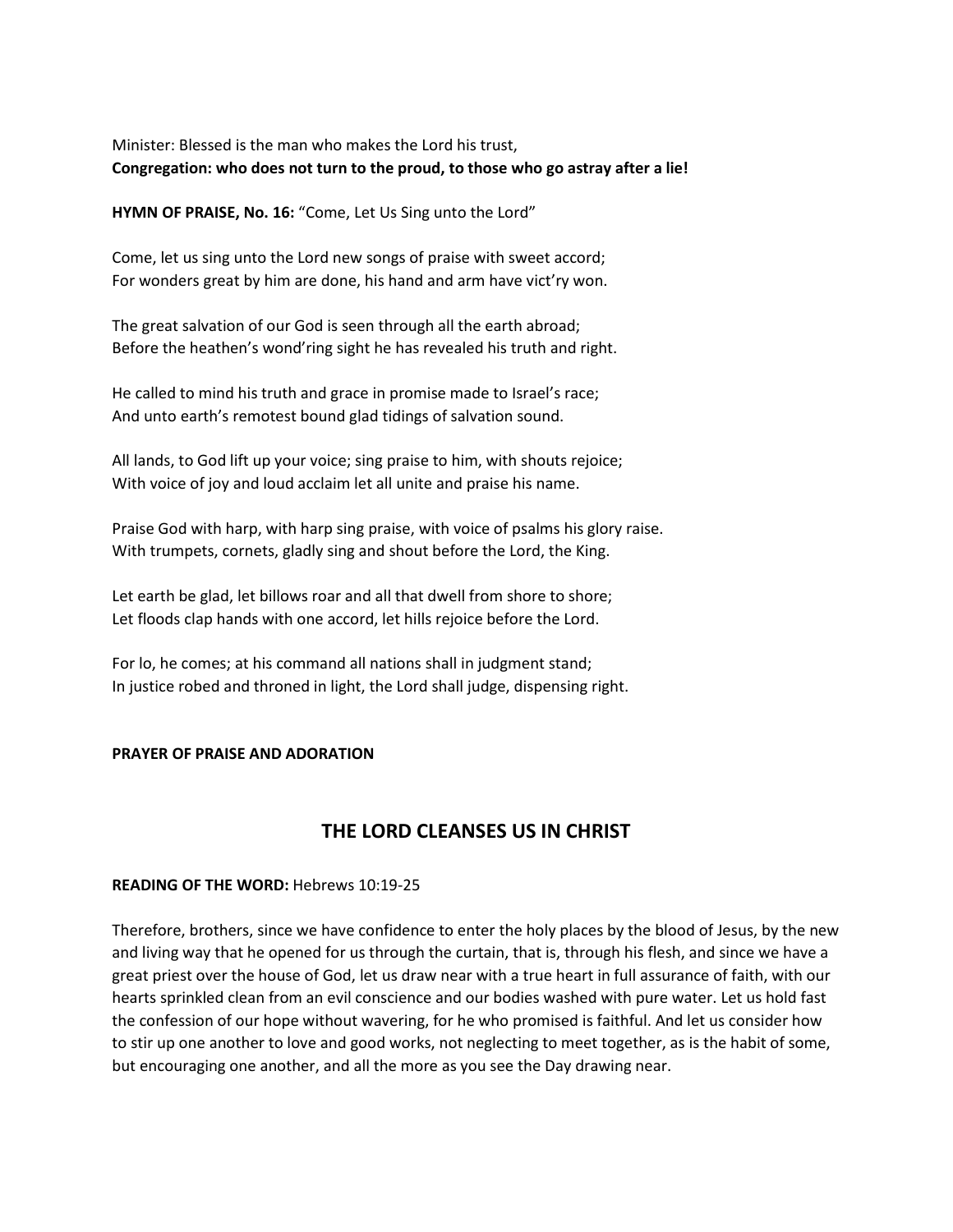Minister: Blessed is the man who makes the Lord his trust,
**Congregation: who does not turn to the proud, to those who go astray after a lie!**

**HYMN OF PRAISE, No. 16:** "Come, Let Us Sing unto the Lord"

Come, let us sing unto the Lord new songs of praise with sweet accord;
For wonders great by him are done, his hand and arm have vict'ry won.

The great salvation of our God is seen through all the earth abroad;
Before the heathen's wond'ring sight he has revealed his truth and right.

He called to mind his truth and grace in promise made to Israel's race;
And unto earth's remotest bound glad tidings of salvation sound.

All lands, to God lift up your voice; sing praise to him, with shouts rejoice;
With voice of joy and loud acclaim let all unite and praise his name.

Praise God with harp, with harp sing praise, with voice of psalms his glory raise.
With trumpets, cornets, gladly sing and shout before the Lord, the King.

Let earth be glad, let billows roar and all that dwell from shore to shore;
Let floods clap hands with one accord, let hills rejoice before the Lord.

For lo, he comes; at his command all nations shall in judgment stand;
In justice robed and throned in light, the Lord shall judge, dispensing right.

**PRAYER OF PRAISE AND ADORATION**

## THE LORD CLEANSES US IN CHRIST

**READING OF THE WORD:** Hebrews 10:19-25

Therefore, brothers, since we have confidence to enter the holy places by the blood of Jesus, by the new and living way that he opened for us through the curtain, that is, through his flesh, and since we have a great priest over the house of God, let us draw near with a true heart in full assurance of faith, with our hearts sprinkled clean from an evil conscience and our bodies washed with pure water. Let us hold fast the confession of our hope without wavering, for he who promised is faithful. And let us consider how to stir up one another to love and good works, not neglecting to meet together, as is the habit of some, but encouraging one another, and all the more as you see the Day drawing near.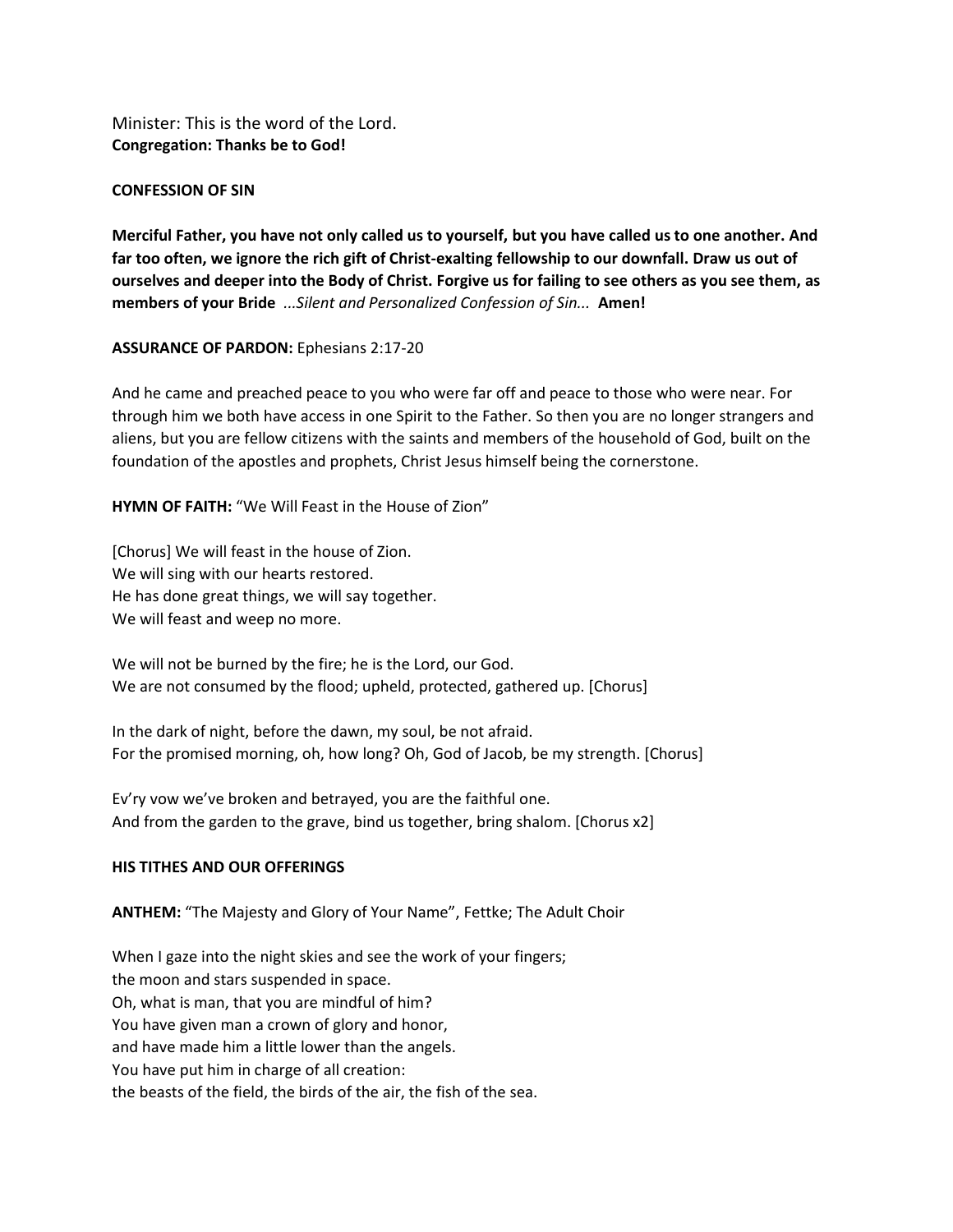Minister: This is the word of the Lord.
**Congregation: Thanks be to God!**

**CONFESSION OF SIN**

**Merciful Father, you have not only called us to yourself, but you have called us to one another. And far too often, we ignore the rich gift of Christ-exalting fellowship to our downfall. Draw us out of ourselves and deeper into the Body of Christ. Forgive us for failing to see others as you see them, as members of your Bride** *...Silent and Personalized Confession of Sin...* **Amen!**

**ASSURANCE OF PARDON:** Ephesians 2:17-20

And he came and preached peace to you who were far off and peace to those who were near. For through him we both have access in one Spirit to the Father. So then you are no longer strangers and aliens, but you are fellow citizens with the saints and members of the household of God, built on the foundation of the apostles and prophets, Christ Jesus himself being the cornerstone.

**HYMN OF FAITH:** "We Will Feast in the House of Zion"

[Chorus] We will feast in the house of Zion.
We will sing with our hearts restored.
He has done great things, we will say together.
We will feast and weep no more.

We will not be burned by the fire; he is the Lord, our God.
We are not consumed by the flood; upheld, protected, gathered up. [Chorus]

In the dark of night, before the dawn, my soul, be not afraid.
For the promised morning, oh, how long? Oh, God of Jacob, be my strength. [Chorus]

Ev'ry vow we've broken and betrayed, you are the faithful one.
And from the garden to the grave, bind us together, bring shalom. [Chorus x2]

**HIS TITHES AND OUR OFFERINGS**

**ANTHEM:** "The Majesty and Glory of Your Name", Fettke; The Adult Choir

When I gaze into the night skies and see the work of your fingers;
the moon and stars suspended in space.
Oh, what is man, that you are mindful of him?
You have given man a crown of glory and honor,
and have made him a little lower than the angels.
You have put him in charge of all creation:
the beasts of the field, the birds of the air, the fish of the sea.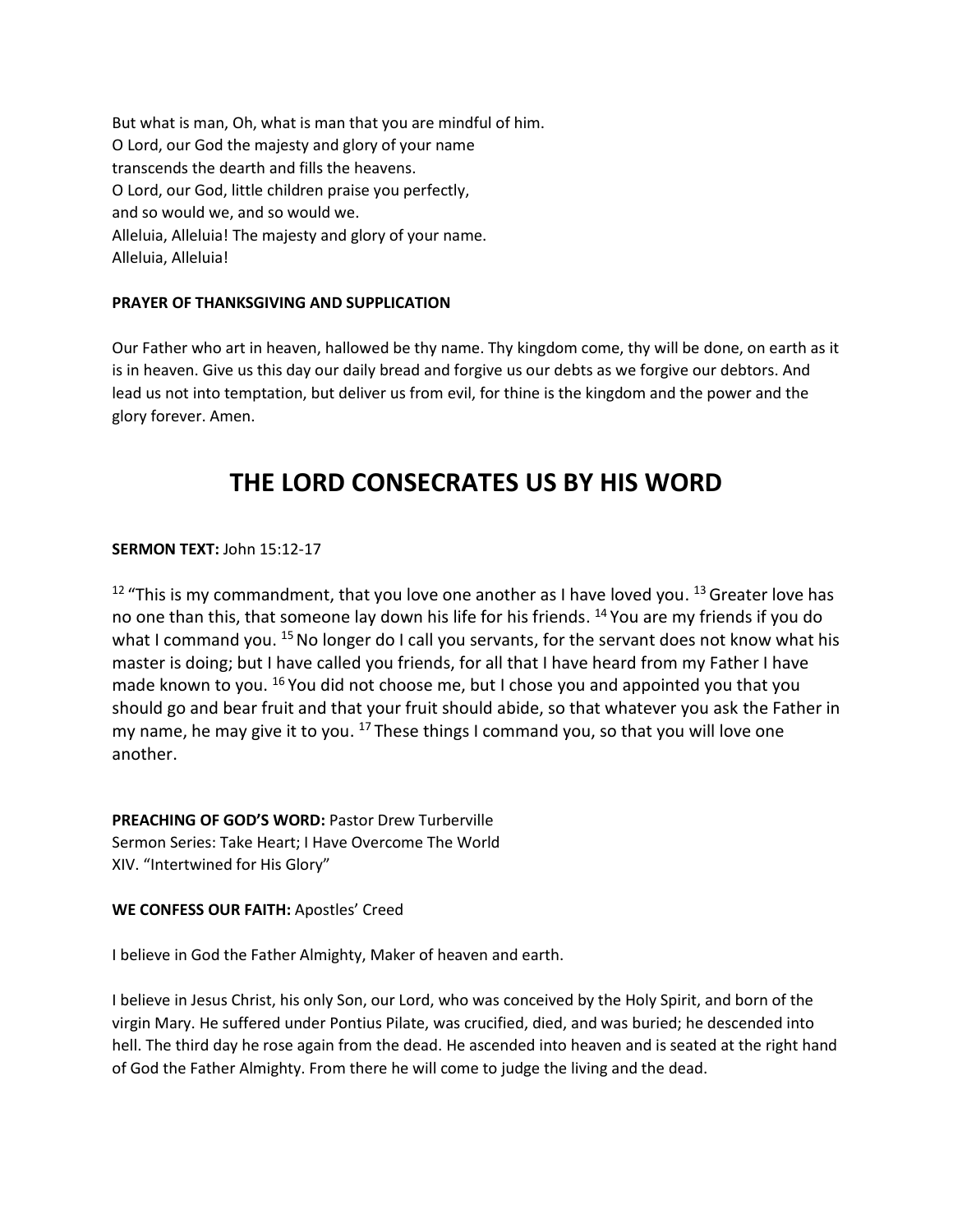But what is man, Oh, what is man that you are mindful of him.
O Lord, our God the majesty and glory of your name
transcends the dearth and fills the heavens.
O Lord, our God, little children praise you perfectly,
and so would we, and so would we.
Alleluia, Alleluia! The majesty and glory of your name.
Alleluia, Alleluia!

**PRAYER OF THANKSGIVING AND SUPPLICATION**

Our Father who art in heaven, hallowed be thy name. Thy kingdom come, thy will be done, on earth as it is in heaven. Give us this day our daily bread and forgive us our debts as we forgive our debtors. And lead us not into temptation, but deliver us from evil, for thine is the kingdom and the power and the glory forever. Amen.

# THE LORD CONSECRATES US BY HIS WORD

**SERMON TEXT:** John 15:12-17

[12] "This is my commandment, that you love one another as I have loved you. [13] Greater love has no one than this, that someone lay down his life for his friends. [14] You are my friends if you do what I command you. [15] No longer do I call you servants, for the servant does not know what his master is doing; but I have called you friends, for all that I have heard from my Father I have made known to you. [16] You did not choose me, but I chose you and appointed you that you should go and bear fruit and that your fruit should abide, so that whatever you ask the Father in my name, he may give it to you. [17] These things I command you, so that you will love one another.

**PREACHING OF GOD'S WORD:** Pastor Drew Turberville
Sermon Series: Take Heart; I Have Overcome The World
XIV. "Intertwined for His Glory"

**WE CONFESS OUR FAITH:** Apostles' Creed

I believe in God the Father Almighty, Maker of heaven and earth.

I believe in Jesus Christ, his only Son, our Lord, who was conceived by the Holy Spirit, and born of the virgin Mary. He suffered under Pontius Pilate, was crucified, died, and was buried; he descended into hell. The third day he rose again from the dead. He ascended into heaven and is seated at the right hand of God the Father Almighty. From there he will come to judge the living and the dead.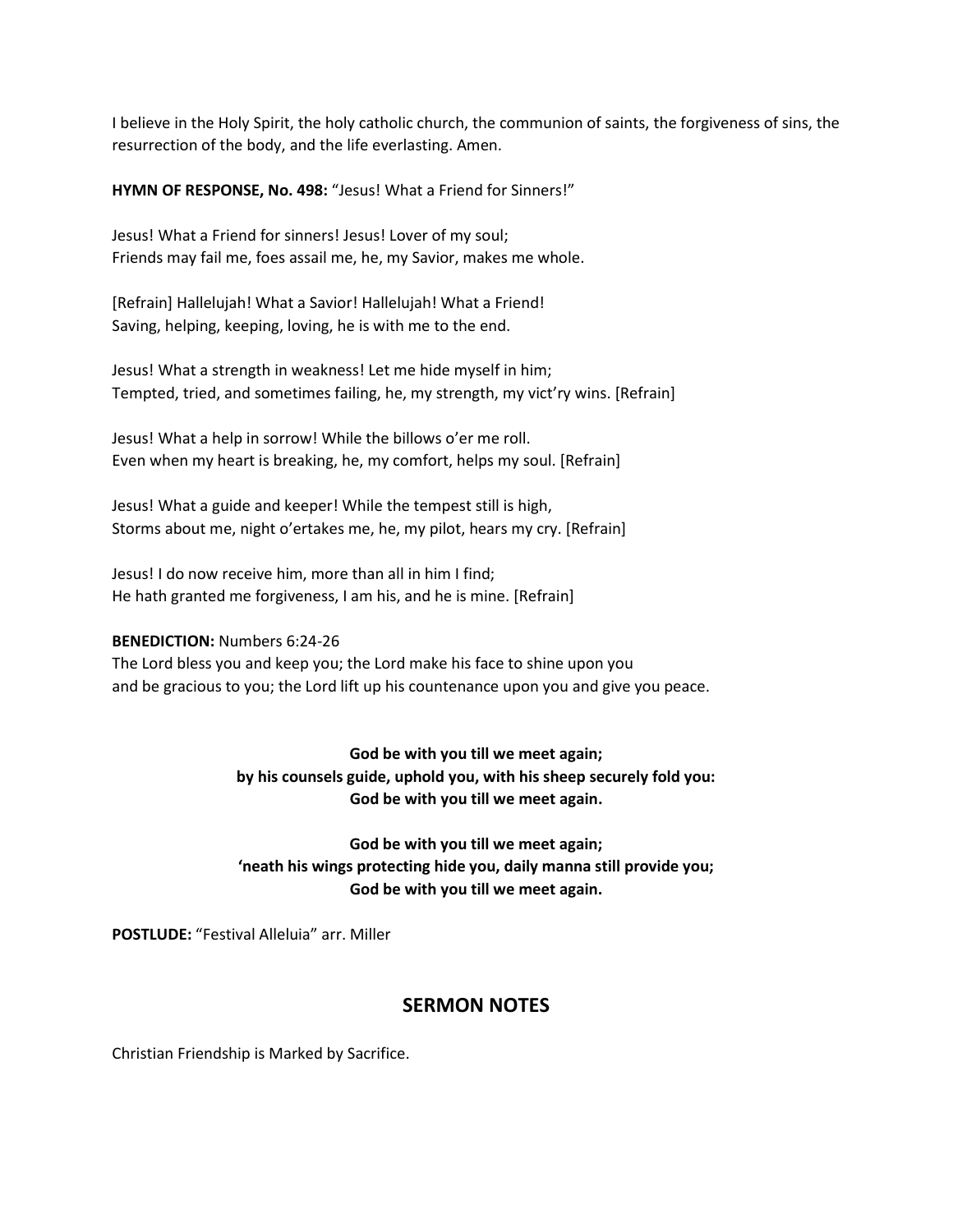I believe in the Holy Spirit, the holy catholic church, the communion of saints, the forgiveness of sins, the resurrection of the body, and the life everlasting. Amen.

**HYMN OF RESPONSE, No. 498:** "Jesus! What a Friend for Sinners!"

Jesus! What a Friend for sinners! Jesus! Lover of my soul;
Friends may fail me, foes assail me, he, my Savior, makes me whole.

[Refrain] Hallelujah! What a Savior! Hallelujah! What a Friend!
Saving, helping, keeping, loving, he is with me to the end.

Jesus! What a strength in weakness! Let me hide myself in him;
Tempted, tried, and sometimes failing, he, my strength, my vict'ry wins. [Refrain]

Jesus! What a help in sorrow! While the billows o'er me roll.
Even when my heart is breaking, he, my comfort, helps my soul. [Refrain]

Jesus! What a guide and keeper! While the tempest still is high,
Storms about me, night o'ertakes me, he, my pilot, hears my cry. [Refrain]

Jesus! I do now receive him, more than all in him I find;
He hath granted me forgiveness, I am his, and he is mine. [Refrain]

**BENEDICTION:** Numbers 6:24-26
The Lord bless you and keep you; the Lord make his face to shine upon you
and be gracious to you; the Lord lift up his countenance upon you and give you peace.

**God be with you till we meet again;**
**by his counsels guide, uphold you, with his sheep securely fold you:**
**God be with you till we meet again.**

**God be with you till we meet again;**
**'neath his wings protecting hide you, daily manna still provide you;**
**God be with you till we meet again.**

**POSTLUDE:** "Festival Alleluia" arr. Miller

## SERMON NOTES

Christian Friendship is Marked by Sacrifice.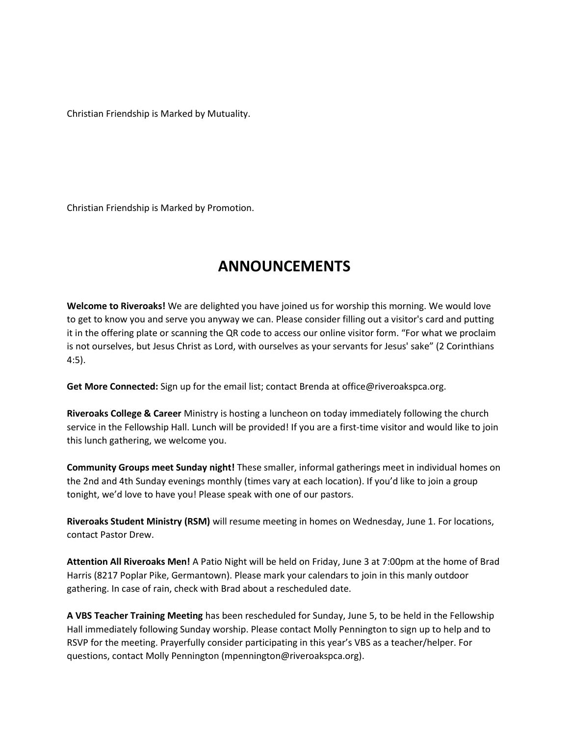Christian Friendship is Marked by Mutuality.

Christian Friendship is Marked by Promotion.

# ANNOUNCEMENTS

**Welcome to Riveroaks!** We are delighted you have joined us for worship this morning. We would love to get to know you and serve you anyway we can. Please consider filling out a visitor's card and putting it in the offering plate or scanning the QR code to access our online visitor form. "For what we proclaim is not ourselves, but Jesus Christ as Lord, with ourselves as your servants for Jesus' sake" (2 Corinthians 4:5).

**Get More Connected:** Sign up for the email list; contact Brenda at office@riveroakspca.org.

**Riveroaks College & Career** Ministry is hosting a luncheon on today immediately following the church service in the Fellowship Hall. Lunch will be provided! If you are a first-time visitor and would like to join this lunch gathering, we welcome you.

**Community Groups meet Sunday night!** These smaller, informal gatherings meet in individual homes on the 2nd and 4th Sunday evenings monthly (times vary at each location). If you'd like to join a group tonight, we'd love to have you! Please speak with one of our pastors.

**Riveroaks Student Ministry (RSM)** will resume meeting in homes on Wednesday, June 1. For locations, contact Pastor Drew.

**Attention All Riveroaks Men!** A Patio Night will be held on Friday, June 3 at 7:00pm at the home of Brad Harris (8217 Poplar Pike, Germantown). Please mark your calendars to join in this manly outdoor gathering. In case of rain, check with Brad about a rescheduled date.

**A VBS Teacher Training Meeting** has been rescheduled for Sunday, June 5, to be held in the Fellowship Hall immediately following Sunday worship. Please contact Molly Pennington to sign up to help and to RSVP for the meeting. Prayerfully consider participating in this year's VBS as a teacher/helper. For questions, contact Molly Pennington (mpennington@riveroakspca.org).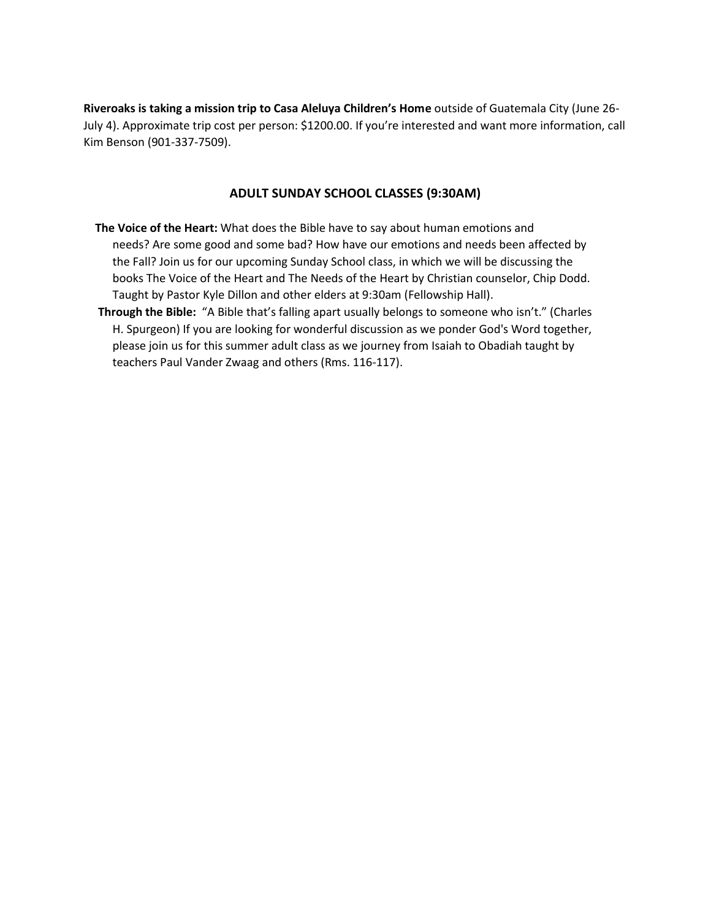**Riveroaks is taking a mission trip to Casa Aleluya Children's Home** outside of Guatemala City (June 26-July 4). Approximate trip cost per person: $1200.00. If you're interested and want more information, call Kim Benson (901-337-7509).

## ADULT SUNDAY SCHOOL CLASSES (9:30AM)

**The Voice of the Heart:** What does the Bible have to say about human emotions and needs? Are some good and some bad? How have our emotions and needs been affected by the Fall? Join us for our upcoming Sunday School class, in which we will be discussing the books The Voice of the Heart and The Needs of the Heart by Christian counselor, Chip Dodd. Taught by Pastor Kyle Dillon and other elders at 9:30am (Fellowship Hall).

**Through the Bible:** "A Bible that's falling apart usually belongs to someone who isn't." (Charles H. Spurgeon) If you are looking for wonderful discussion as we ponder God's Word together, please join us for this summer adult class as we journey from Isaiah to Obadiah taught by teachers Paul Vander Zwaag and others (Rms. 116-117).